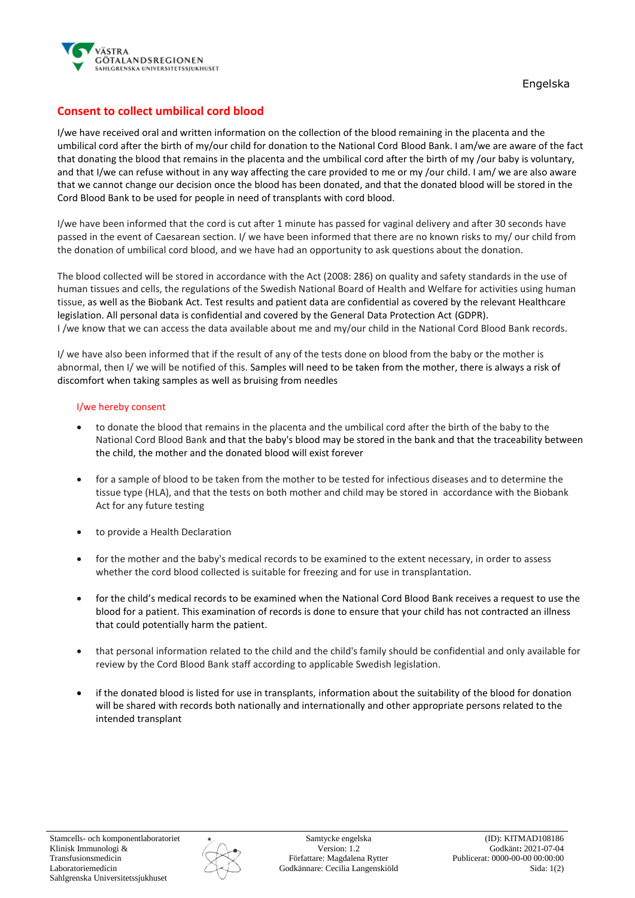Engelska

# Consent to collect umbilical cord blood

I/we have received oral and written information on the collection of the blood remaining in the placenta and the umbilical cord after the birth of my/our child for donation to the National Cord Blood Bank. I am/we are aware of the fact that donating the blood that remains in the placenta and the umbilical cord after the birth of my /our baby is voluntary, and that I/we can refuse without in any way affecting the care provided to me or my /our child. I am/ we are also aware that we cannot change our decision once the blood has been donated, and that the donated blood will be stored in the Cord Blood Bank to be used for people in need of transplants with cord blood.

I/we have been informed that the cord is cut after 1 minute has passed for vaginal delivery and after 30 seconds have passed in the event of Caesarean section. I/ we have been informed that there are no known risks to my/ our child from the donation of umbilical cord blood, and we have had an opportunity to ask questions about the donation.

The blood collected will be stored in accordance with the Act (2008: 286) on quality and safety standards in the use of human tissues and cells, the regulations of the Swedish National Board of Health and Welfare for activities using human tissue, as well as the Biobank Act. Test results and patient data are confidential as covered by the relevant Healthcare legislation. All personal data is confidential and covered by the General Data Protection Act (GDPR).
I /we know that we can access the data available about me and my/our child in the National Cord Blood Bank records.

I/ we have also been informed that if the result of any of the tests done on blood from the baby or the mother is abnormal, then I/ we will be notified of this. Samples will need to be taken from the mother, there is always a risk of discomfort when taking samples as well as bruising from needles

I/we hereby consent

- to donate the blood that remains in the placenta and the umbilical cord after the birth of the baby to the National Cord Blood Bank and that the baby's blood may be stored in the bank and that the traceability between the child, the mother and the donated blood will exist forever
- for a sample of blood to be taken from the mother to be tested for infectious diseases and to determine the tissue type (HLA), and that the tests on both mother and child may be stored in accordance with the Biobank Act for any future testing
- to provide a Health Declaration
- for the mother and the baby's medical records to be examined to the extent necessary, in order to assess whether the cord blood collected is suitable for freezing and for use in transplantation.
- for the child's medical records to be examined when the National Cord Blood Bank receives a request to use the blood for a patient. This examination of records is done to ensure that your child has not contracted an illness that could potentially harm the patient.
- that personal information related to the child and the child's family should be confidential and only available for review by the Cord Blood Bank staff according to applicable Swedish legislation.
- if the donated blood is listed for use in transplants, information about the suitability of the blood for donation will be shared with records both nationally and internationally and other appropriate persons related to the intended transplant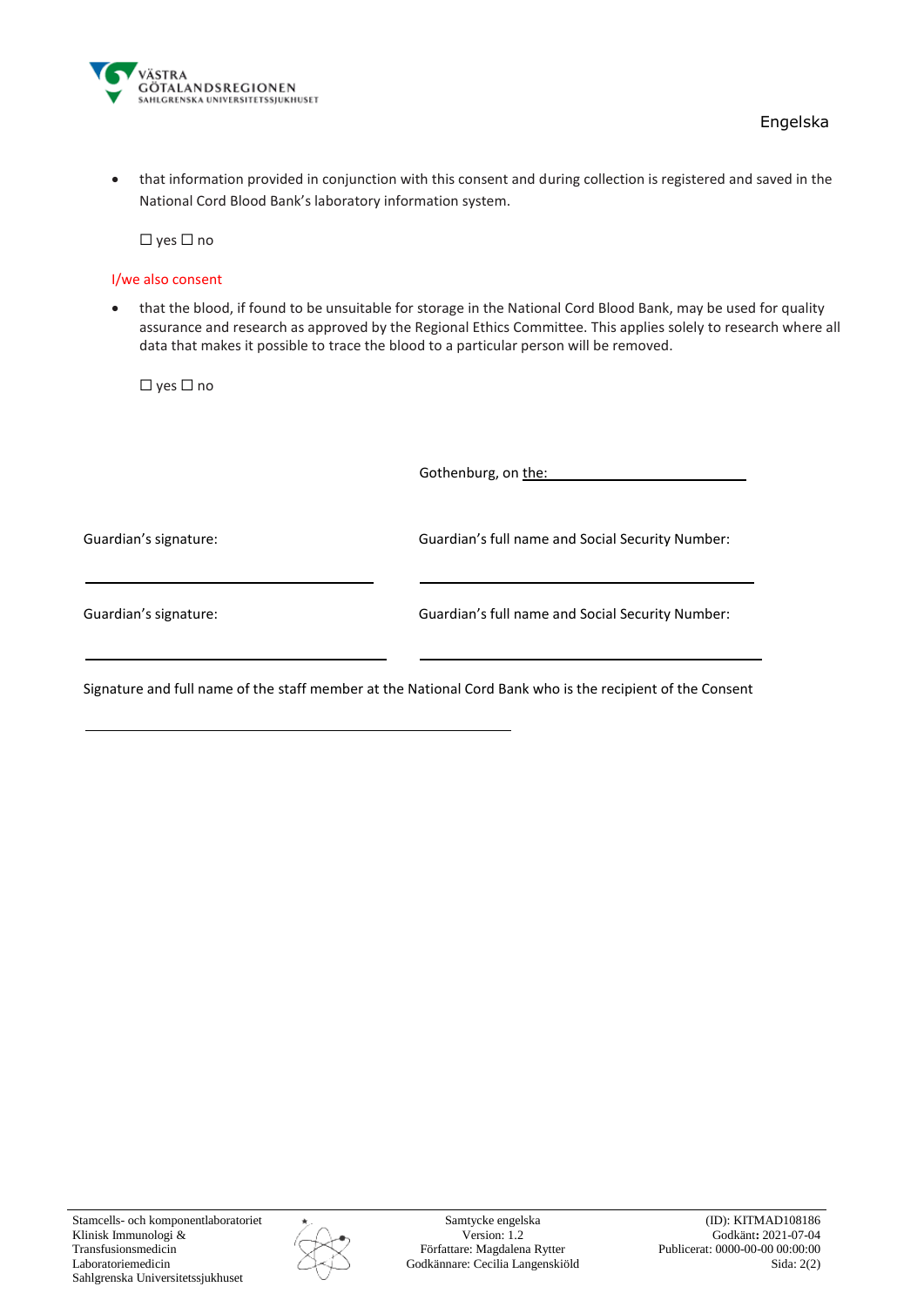- that information provided in conjunction with this consent and during collection is registered and saved in the National Cord Blood Bank's laboratory information system.

☐ yes ☐ no

I/we also consent

- that the blood, if found to be unsuitable for storage in the National Cord Blood Bank, may be used for quality assurance and research as approved by the Regional Ethics Committee. This applies solely to research where all data that makes it possible to trace the blood to a particular person will be removed.

☐ yes ☐ no

Gothenburg, on the: ____________________________

Guardian's signature: ____________________________

Guardian's full name and Social Security Number: ____________________________

Guardian's signature: ____________________________

Guardian's full name and Social Security Number: ____________________________

Signature and full name of the staff member at the National Cord Bank who is the recipient of the Consent

____________________________________________